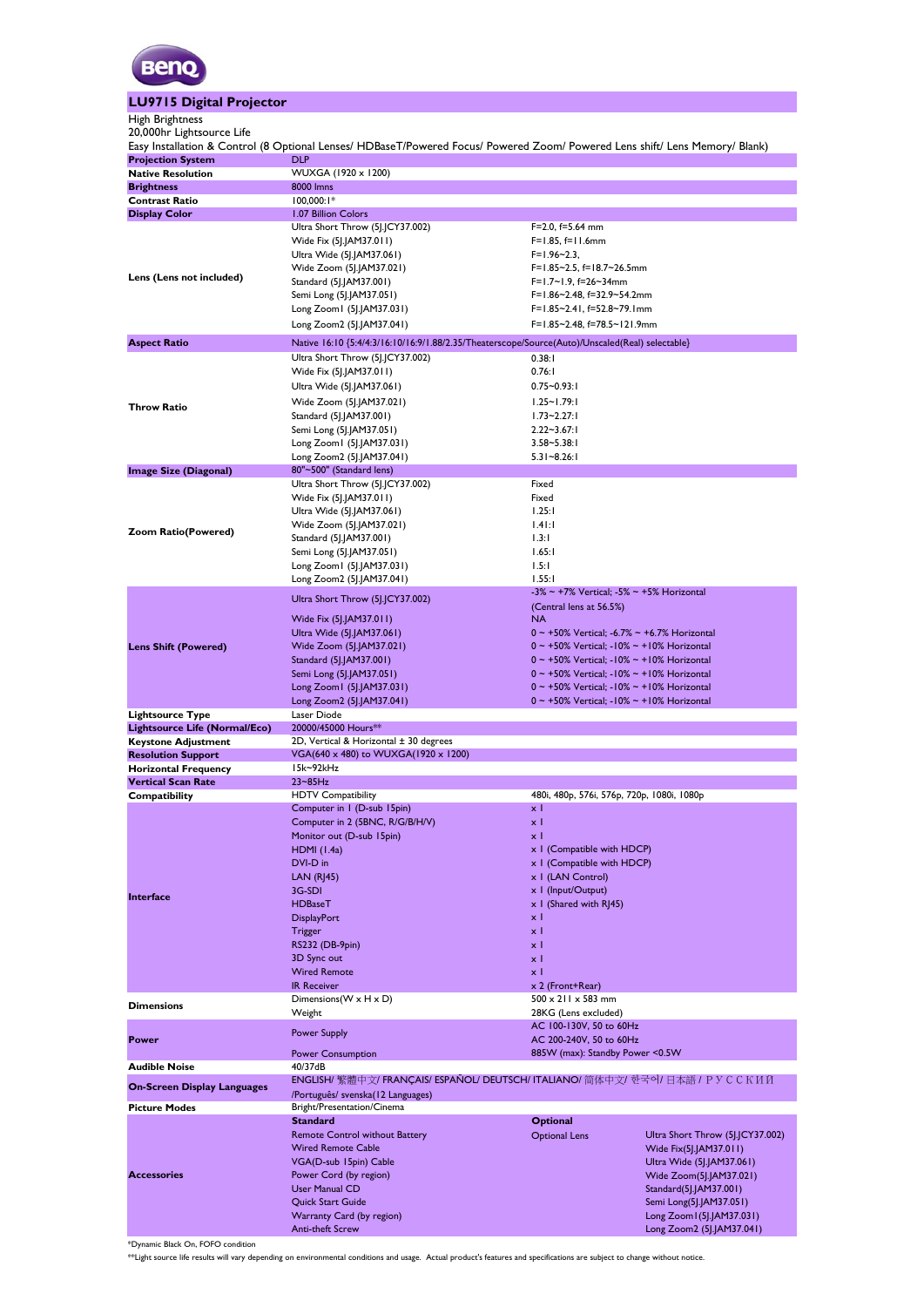# LU9715 Digital Projector

High Brightness
20,000hr Lightsource Life
Easy Installation & Control (8 Optional Lenses/ HDBaseT/Powered Focus/ Powered Zoom/ Powered Lens shift/ Lens Memory/ Blank)

| | | | |
|---|---|---|---|
| **Projection System** | DLP | | |
| **Native Resolution** | WUXGA (1920 x 1200) | | |
| **Brightness** | 8000 lmns | | |
| **Contrast Ratio** | 100,000:1* | | |
| **Display Color** | 1.07 Billion Colors | | |
| **Lens (Lens not included)** | Ultra Short Throw (5J.JCY37.002) | F=2.0, f=5.64 mm | |
| | Wide Fix (5J.JAM37.011) | F=1.85, f=11.6mm | |
| | Ultra Wide (5J.JAM37.061) | F=1.96~2.3, | |
| | Wide Zoom (5J.JAM37.021) | F=1.85~2.5, f=18.7~26.5mm | |
| | Standard (5J.JAM37.001) | F=1.7~1.9, f=26~34mm | |
| | Semi Long (5J.JAM37.051) | F=1.86~2.48, f=32.9~54.2mm | |
| | Long Zoom1 (5J.JAM37.031) | F=1.85~2.41, f=52.8~79.1mm | |
| | Long Zoom2 (5J.JAM37.041) | F=1.85~2.48, f=78.5~121.9mm | |
| **Aspect Ratio** | Native 16:10 (5:4/4:3/16:10/16:9/1.88/2.35/Theaterscope/Source(Auto)/Unscaled(Real) selectable) | | |
| **Throw Ratio** | Ultra Short Throw (5J.JCY37.002) | 0.38:1 | |
| | Wide Fix (5J.JAM37.011) | 0.76:1 | |
| | Ultra Wide (5J.JAM37.061) | 0.75~0.93:1 | |
| | Wide Zoom (5J.JAM37.021) | 1.25~1.79:1 | |
| | Standard (5J.JAM37.001) | 1.73~2.27:1 | |
| | Semi Long (5J.JAM37.051) | 2.22~3.67:1 | |
| | Long Zoom1 (5J.JAM37.031) | 3.58~5.38:1 | |
| | Long Zoom2 (5J.JAM37.041) | 5.31~8.26:1 | |
| **Image Size (Diagonal)** | 80"~500" (Standard lens) | | |
| **Zoom Ratio(Powered)** | Ultra Short Throw (5J.JCY37.002) | Fixed | |
| | Wide Fix (5J.JAM37.011) | Fixed | |
| | Ultra Wide (5J.JAM37.061) | 1.25:1 | |
| | Wide Zoom (5J.JAM37.021) | 1.41:1 | |
| | Standard (5J.JAM37.001) | 1.3:1 | |
| | Semi Long (5J.JAM37.051) | 1.65:1 | |
| | Long Zoom1 (5J.JAM37.031) | 1.5:1 | |
| | Long Zoom2 (5J.JAM37.041) | 1.55:1 | |
| **Lens Shift (Powered)** | Ultra Short Throw (5J.JCY37.002) | -3% ~ +7% Vertical; -5% ~ +5% Horizontal (Central lens at 56.5%) | |
| | Wide Fix (5J.JAM37.011) | NA | |
| | Ultra Wide (5J.JAM37.061) | 0 ~ +50% Vertical; -6.7% ~ +6.7% Horizontal | |
| | Wide Zoom (5J.JAM37.021) | 0 ~ +50% Vertical; -10% ~ +10% Horizontal | |
| | Standard (5J.JAM37.001) | 0 ~ +50% Vertical; -10% ~ +10% Horizontal | |
| | Semi Long (5J.JAM37.051) | 0 ~ +50% Vertical; -10% ~ +10% Horizontal | |
| | Long Zoom1 (5J.JAM37.031) | 0 ~ +50% Vertical; -10% ~ +10% Horizontal | |
| | Long Zoom2 (5J.JAM37.041) | 0 ~ +50% Vertical; -10% ~ +10% Horizontal | |
| **Lightsource Type** | Laser Diode | | |
| **Lightsource Life (Normal/Eco)** | 20000/45000 Hours** | | |
| **Keystone Adjustment** | 2D, Vertical & Horizontal ± 30 degrees | | |
| **Resolution Support** | VGA(640 x 480) to WUXGA(1920 x 1200) | | |
| **Horizontal Frequency** | 15k~92kHz | | |
| **Vertical Scan Rate** | 23~85Hz | | |
| **Compatibility** | HDTV Compatibility | 480i, 480p, 576i, 576p, 720p, 1080i, 1080p | |
| **Interface** | Computer in 1 (D-sub 15pin) | x 1 | |
| | Computer in 2 (5BNC, R/G/B/H/V) | x 1 | |
| | Monitor out (D-sub 15pin) | x 1 | |
| | HDMI (1.4a) | x 1 (Compatible with HDCP) | |
| | DVI-D in | x 1 (Compatible with HDCP) | |
| | LAN (RJ45) | x 1 (LAN Control) | |
| | 3G-SDI | x 1 (Input/Output) | |
| | HDBaseT | x 1 (Shared with RJ45) | |
| | DisplayPort | x 1 | |
| | Trigger | x 1 | |
| | RS232 (DB-9pin) | x 1 | |
| | 3D Sync out | x 1 | |
| | Wired Remote | x 1 | |
| | IR Receiver | x 2 (Front+Rear) | |
| **Dimensions** | Dimensions(W x H x D) | 500 x 211 x 583 mm | |
| | Weight | 28KG (Lens excluded) | |
| **Power** | Power Supply | AC 100-130V, 50 to 60Hz<br>AC 200-240V, 50 to 60Hz | |
| | Power Consumption | 885W (max): Standby Power <0.5W | |
| **Audible Noise** | 40/37dB | | |
| **On-Screen Display Languages** | ENGLISH/ 繁體中文/ FRANÇAIS/ ESPAÑOL/ DEUTSCH/ ITALIANO/ 简体中文/ 한국어/ 日本語 / РУССКИЙ /Português/ svenska(12 Languages) | | |
| **Picture Modes** | Bright/Presentation/Cinema | | |
| **Accessories** | **Standard** | **Optional** | |
| | Remote Control without Battery | Optional Lens | Ultra Short Throw (5J.JCY37.002) |
| | Wired Remote Cable | | Wide Fix(5J.JAM37.011) |
| | VGA(D-sub 15pin) Cable | | Ultra Wide (5J.JAM37.061) |
| | Power Cord (by region) | | Wide Zoom(5J.JAM37.021) |
| | User Manual CD | | Standard(5J.JAM37.001) |
| | Quick Start Guide | | Semi Long(5J.JAM37.051) |
| | Warranty Card (by region) | | Long Zoom1(5J.JAM37.031) |
| | Anti-theft Screw | | Long Zoom2 (5J.JAM37.041) |

*Dynamic Black On, FOFO condition

**Light source life results will vary depending on environmental conditions and usage. Actual product's features and specifications are subject to change without notice.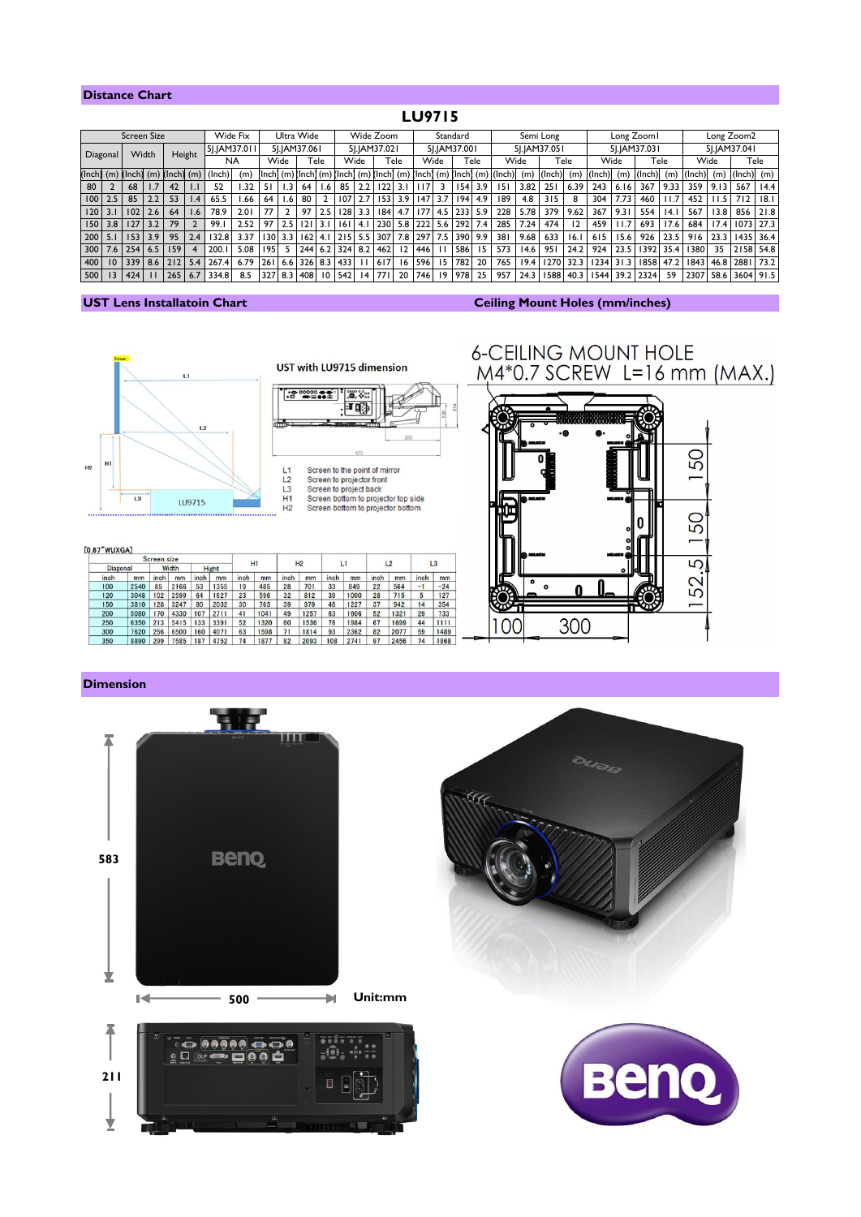## Distance Chart

### LU9715

| Screen Size | | | | | | Wide Fix | | Ultra Wide | | | | Wide Zoom | | | | Standard | | | | Semi Long | | | | Long Zoom1 | | | | Long Zoom2 | | | |
|---|---|---|---|---|---|---|---|---|---|---|---|---|---|---|---|---|---|---|---|---|---|---|---|---|---|---|---|---|---|---|---|
| Diagonal | | Width | | Height | | 5J.JAM37.011 | | 5J.JAM37.061 | | | | 5J.JAM37.021 | | | | 5J.JAM37.001 | | | | 5J.JAM37.051 | | | | 5J.JAM37.031 | | | | 5J.JAM37.041 | | | |
| | | | | | | NA | | Wide | | Tele | | Wide | | Tele | | Wide | | Tele | | Wide | | Tele | | Wide | | Tele | | Wide | | Tele | |
| (Inch) | (m) | (Inch) | (m) | (Inch) | (m) | (Inch) | (m) | (Inch) | (m) | (Inch) | (m) | (Inch) | (m) | (Inch) | (m) | (Inch) | (m) | (Inch) | (m) | (Inch) | (m) | (Inch) | (m) | (Inch) | (m) | (Inch) | (m) | (Inch) | (m) | (Inch) | (m) |
| 80 | 2 | 68 | 1.7 | 42 | 1.1 | 52 | 1.32 | 51 | 1.3 | 64 | 1.6 | 85 | 2.2 | 122 | 3.1 | 117 | 3 | 154 | 3.9 | 151 | 3.82 | 251 | 6.39 | 243 | 6.16 | 367 | 9.33 | 359 | 9.13 | 567 | 14.4 |
| 100 | 2.5 | 85 | 2.2 | 53 | 1.4 | 65.5 | 1.66 | 64 | 1.6 | 80 | 2 | 107 | 2.7 | 153 | 3.9 | 147 | 3.7 | 194 | 4.9 | 189 | 4.8 | 315 | 8 | 304 | 7.73 | 460 | 11.7 | 452 | 11.5 | 712 | 18.1 |
| 120 | 3.1 | 102 | 2.6 | 64 | 1.6 | 78.9 | 2.01 | 77 | 2 | 97 | 2.5 | 128 | 3.3 | 184 | 4.7 | 177 | 4.5 | 233 | 5.9 | 228 | 5.78 | 379 | 9.62 | 367 | 9.31 | 554 | 14.1 | 567 | 13.8 | 856 | 21.8 |
| 150 | 3.8 | 127 | 3.2 | 79 | 2 | 99.1 | 2.52 | 97 | 2.5 | 121 | 3.1 | 161 | 4.1 | 230 | 5.8 | 222 | 5.6 | 292 | 7.4 | 285 | 7.24 | 474 | 12 | 459 | 11.7 | 693 | 17.6 | 684 | 17.4 | 1073 | 27.3 |
| 200 | 5.1 | 153 | 3.9 | 95 | 2.4 | 132.8 | 3.37 | 130 | 3.3 | 162 | 4.1 | 215 | 5.5 | 307 | 7.8 | 297 | 7.5 | 390 | 9.9 | 381 | 9.68 | 633 | 16.1 | 615 | 15.6 | 926 | 23.5 | 916 | 23.3 | 1435 | 36.4 |
| 300 | 7.6 | 254 | 6.5 | 159 | 4 | 200.1 | 5.08 | 195 | 5 | 244 | 6.2 | 324 | 8.2 | 462 | 12 | 446 | 11 | 586 | 15 | 573 | 14.6 | 951 | 24.2 | 924 | 23.5 | 1392 | 35.4 | 1380 | 35 | 2158 | 54.8 |
| 400 | 10 | 339 | 8.6 | 212 | 5.4 | 267.4 | 6.79 | 261 | 6.6 | 326 | 8.3 | 433 | 11 | 617 | 16 | 596 | 15 | 782 | 20 | 765 | 19.4 | 1270 | 32.3 | 1234 | 31.3 | 1858 | 47.2 | 1843 | 46.8 | 2881 | 73.2 |
| 500 | 13 | 424 | 11 | 265 | 6.7 | 334.8 | 8.5 | 327 | 8.3 | 408 | 10 | 542 | 14 | 771 | 20 | 746 | 19 | 978 | 25 | 957 | 24.3 | 1588 | 40.3 | 1544 | 39.2 | 2324 | 59 | 2307 | 58.6 | 3604 | 91.5 |

## UST Lens Installatoin Chart

Screen

L1

L2

H2

H1

L3

LU9715

UST with LU9715 dimension

673

285

120

216

L1 Screen to the point of mirror
L2 Screen to projector front
L3 Screen to project back
H1 Screen bottom to projector top side
H2 Screen bottom to projector bottom

[0.67"WUXGA]

| Screen size | | | | | | H1 | | H2 | | L1 | | L2 | | L3 | |
|---|---|---|---|---|---|---|---|---|---|---|---|---|---|---|---|
| Diagonal | | Width | | Hight | | | | | | | | | | | |
| inch | mm | inch | mm | inch | mm | inch | mm | inch | mm | inch | mm | inch | mm | inch | mm |
| 100 | 2540 | 85 | 2166 | 53 | 1355 | 19 | 485 | 28 | 701 | 33 | 849 | 22 | 564 | -1 | -24 |
| 120 | 3048 | 102 | 2599 | 64 | 1627 | 23 | 596 | 32 | 812 | 39 | 1000 | 28 | 715 | 5 | 127 |
| 150 | 3810 | 128 | 3247 | 80 | 2032 | 30 | 763 | 39 | 979 | 48 | 1227 | 37 | 942 | 14 | 354 |
| 200 | 5080 | 170 | 4330 | 107 | 2711 | 41 | 1041 | 49 | 1257 | 63 | 1606 | 52 | 1321 | 29 | 733 |
| 250 | 6350 | 213 | 5415 | 133 | 3391 | 52 | 1320 | 60 | 1536 | 78 | 1984 | 67 | 1699 | 44 | 1111 |
| 300 | 7620 | 256 | 6500 | 160 | 4071 | 63 | 1598 | 71 | 1814 | 93 | 2362 | 82 | 2077 | 59 | 1489 |
| 350 | 8890 | 299 | 7585 | 187 | 4752 | 74 | 1877 | 82 | 2093 | 108 | 2741 | 97 | 2456 | 74 | 1868 |

## Ceiling Mount Holes (mm/inches)

6-CEILING MOUNT HOLE
M4*0.7 SCREW L=16 mm (MAX.)

150

150

152.5

100

300

## Dimension

583

500

Unit:mm

211